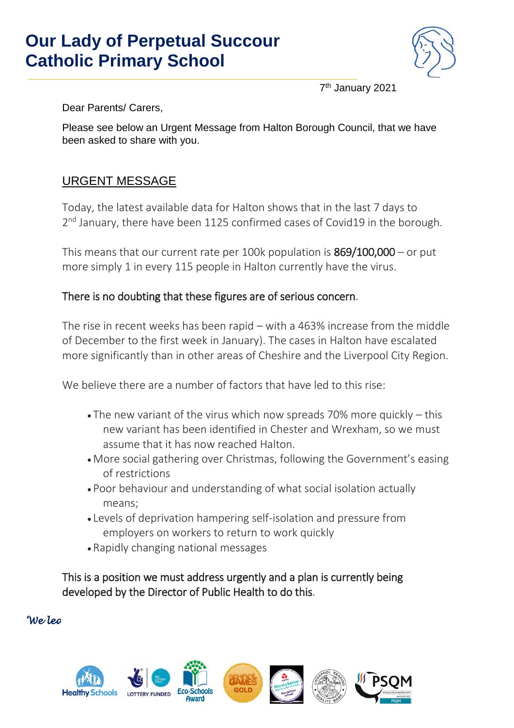# Our Lady of Perpetual Succour Catholic Primary School

7th January 2021

Dear Parents/ Carers,

Please see below an Urgent Message from Halton Borough Council, that we have been asked to share with you.

## URGENT MESSAGE

Today, the latest available data for Halton shows that in the last 7 days to 2nd January, there have been 1125 confirmed cases of Covid19 in the borough.

This means that our current rate per 100k population is **869/100,000** – or put more simply 1 in every 115 people in Halton currently have the virus.

There is no doubting that these figures are of serious concern.

The rise in recent weeks has been rapid – with a 463% increase from the middle of December to the first week in January). The cases in Halton have escalated more significantly than in other areas of Cheshire and the Liverpool City Region.

We believe there are a number of factors that have led to this rise:

- The new variant of the virus which now spreads 70% more quickly – this new variant has been identified in Chester and Wrexham, so we must assume that it has now reached Halton.
- More social gathering over Christmas, following the Government's easing of restrictions
- Poor behaviour and understanding of what social isolation actually means;
- Levels of deprivation hampering self-isolation and pressure from employers on workers to return to work quickly
- Rapidly changing national messages

This is a position we must address urgently and a plan is currently being developed by the Director of Public Health to do this.

*We lea*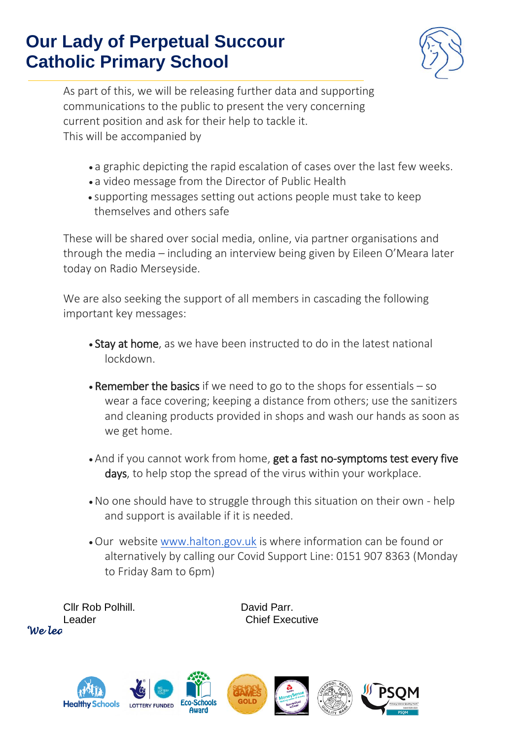As part of this, we will be releasing further data and supporting communications to the public to present the very concerning current position and ask for their help to tackle it.
This will be accompanied by

- a graphic depicting the rapid escalation of cases over the last few weeks.
- a video message from the Director of Public Health
- supporting messages setting out actions people must take to keep themselves and others safe

These will be shared over social media, online, via partner organisations and through the media – including an interview being given by Eileen O'Meara later today on Radio Merseyside.

We are also seeking the support of all members in cascading the following important key messages:

- **Stay at home**, as we have been instructed to do in the latest national lockdown.

- **Remember the basics** if we need to go to the shops for essentials – so wear a face covering; keeping a distance from others; use the sanitizers and cleaning products provided in shops and wash our hands as soon as we get home.

- And if you cannot work from home, **get a fast no-symptoms test every five days**, to help stop the spread of the virus within your workplace.

- No one should have to struggle through this situation on their own - help and support is available if it is needed.

- Our website www.halton.gov.uk is where information can be found or alternatively by calling our Covid Support Line: 0151 907 8363 (Monday to Friday 8am to 6pm)

Cllr Rob Polhill.
Leader

David Parr.
Chief Executive